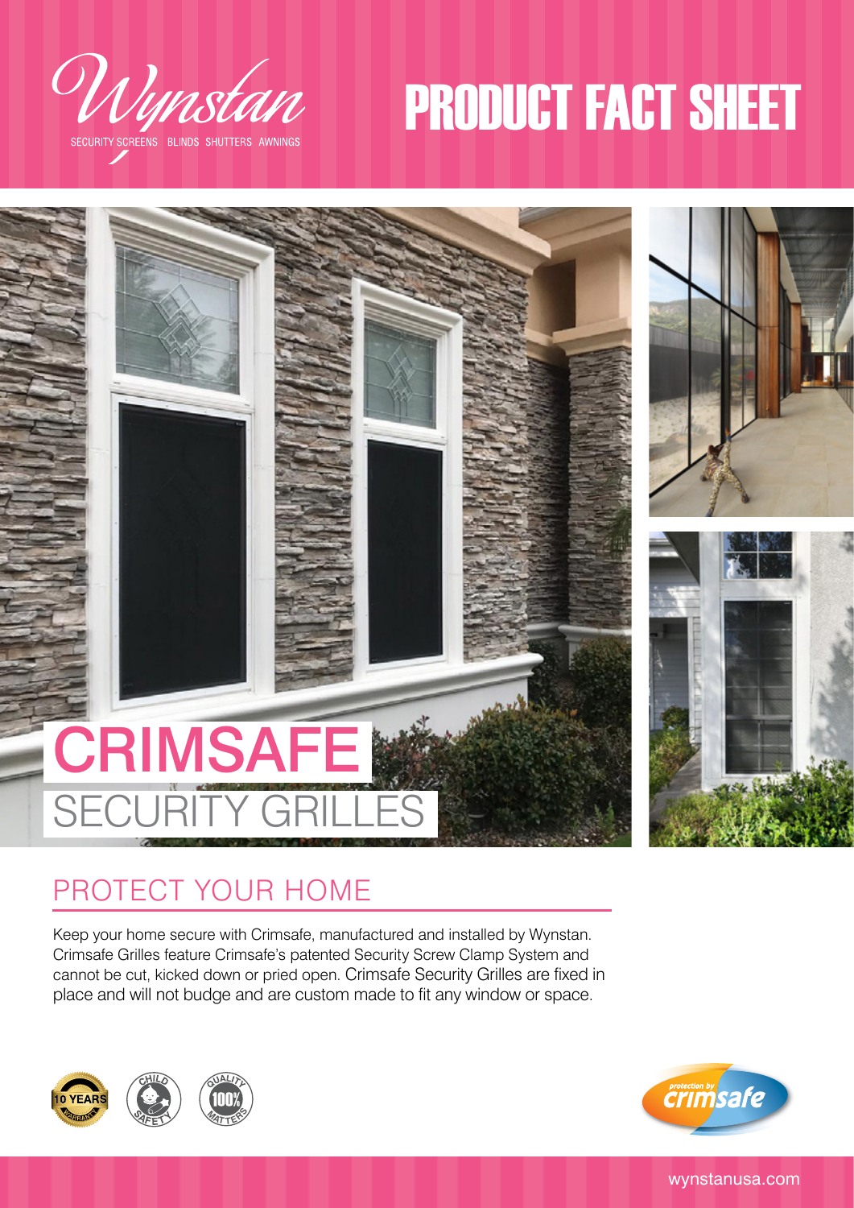Wynstan

SECURITY SCREENS BLINDS SHUTTERS AWNINGS

# PRODUCT FACT SHEET

# CRIMSAFE

## SECURITY GRILLES

## PROTECT YOUR HOME

Keep your home secure with Crimsafe, manufactured and installed by Wynstan. Crimsafe Grilles feature Crimsafe's patented Security Screw Clamp System and cannot be cut, kicked down or pried open. Crimsafe Security Grilles are fixed in place and will not budge and are custom made to fit any window or space.

10 YEARS WARRANTY

CHILD SAFETY

QUALITY 100% MATTERS

protection by crimsafe

wynstanusa.com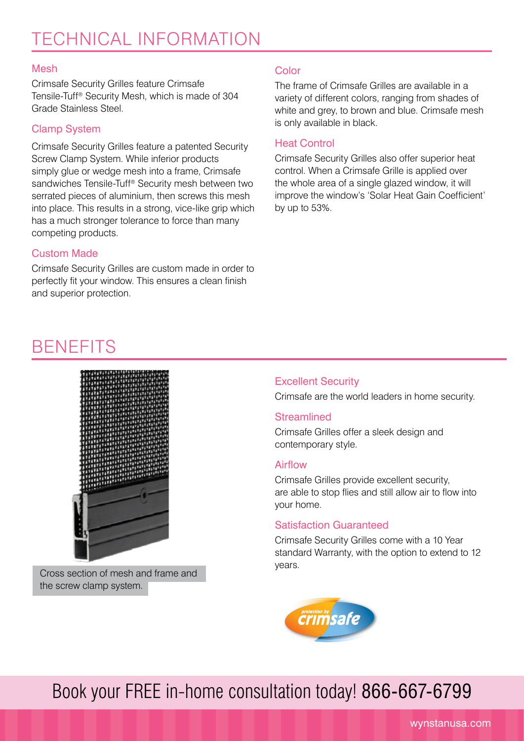# TECHNICAL INFORMATION

### Mesh

Crimsafe Security Grilles feature Crimsafe Tensile-Tuff® Security Mesh, which is made of 304 Grade Stainless Steel.

### Clamp System

Crimsafe Security Grilles feature a patented Security Screw Clamp System. While inferior products simply glue or wedge mesh into a frame, Crimsafe sandwiches Tensile-Tuff® Security mesh between two serrated pieces of aluminium, then screws this mesh into place. This results in a strong, vice-like grip which has a much stronger tolerance to force than many competing products.

### Custom Made

Crimsafe Security Grilles are custom made in order to perfectly fit your window. This ensures a clean finish and superior protection.

### Color

The frame of Crimsafe Grilles are available in a variety of different colors, ranging from shades of white and grey, to brown and blue. Crimsafe mesh is only available in black.

### Heat Control

Crimsafe Security Grilles also offer superior heat control. When a Crimsafe Grille is applied over the whole area of a single glazed window, it will improve the window's 'Solar Heat Gain Coefficient' by up to 53%.

# BENEFITS

Cross section of mesh and frame and the screw clamp system.

### Excellent Security

Crimsafe are the world leaders in home security.

### Streamlined

Crimsafe Grilles offer a sleek design and contemporary style.

### Airflow

Crimsafe Grilles provide excellent security, are able to stop flies and still allow air to flow into your home.

### Satisfaction Guaranteed

Crimsafe Security Grilles come with a 10 Year standard Warranty, with the option to extend to 12 years.

protection by crimsafe

## Book your FREE in-home consultation today! 866-667-6799

wynstanusa.com